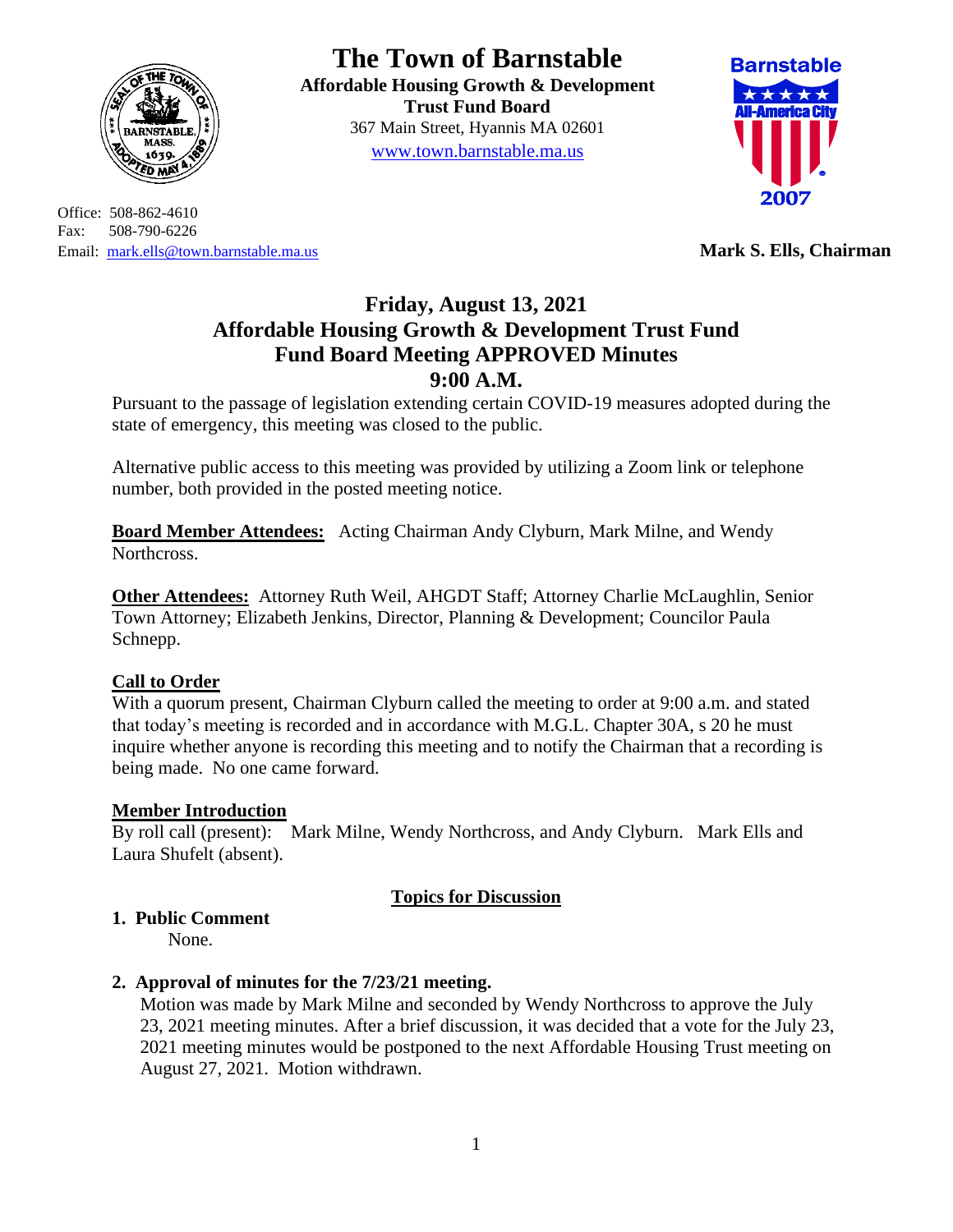# The Town of Barnstable

**Affordable Housing Growth & Development Trust Fund Board**
367 Main Street, Hyannis MA 02601
www.town.barnstable.ma.us

Office: 508-862-4610
Fax: 508-790-6226
Email: mark.ells@town.barnstable.ma.us

**Mark S. Ells, Chairman**

## Friday, August 13, 2021
## Affordable Housing Growth & Development Trust Fund
## Fund Board Meeting APPROVED Minutes
## 9:00 A.M.

Pursuant to the passage of legislation extending certain COVID-19 measures adopted during the state of emergency, this meeting was closed to the public.

Alternative public access to this meeting was provided by utilizing a Zoom link or telephone number, both provided in the posted meeting notice.

**Board Member Attendees:** Acting Chairman Andy Clyburn, Mark Milne, and Wendy Northcross.

**Other Attendees:** Attorney Ruth Weil, AHGDT Staff; Attorney Charlie McLaughlin, Senior Town Attorney; Elizabeth Jenkins, Director, Planning & Development; Councilor Paula Schnepp.

**Call to Order**

With a quorum present, Chairman Clyburn called the meeting to order at 9:00 a.m. and stated that today's meeting is recorded and in accordance with M.G.L. Chapter 30A, s 20 he must inquire whether anyone is recording this meeting and to notify the Chairman that a recording is being made. No one came forward.

**Member Introduction**

By roll call (present): Mark Milne, Wendy Northcross, and Andy Clyburn. Mark Ells and Laura Shufelt (absent).

**Topics for Discussion**

1. **Public Comment**

   None.

2. **Approval of minutes for the 7/23/21 meeting.**

   Motion was made by Mark Milne and seconded by Wendy Northcross to approve the July 23, 2021 meeting minutes. After a brief discussion, it was decided that a vote for the July 23, 2021 meeting minutes would be postponed to the next Affordable Housing Trust meeting on August 27, 2021. Motion withdrawn.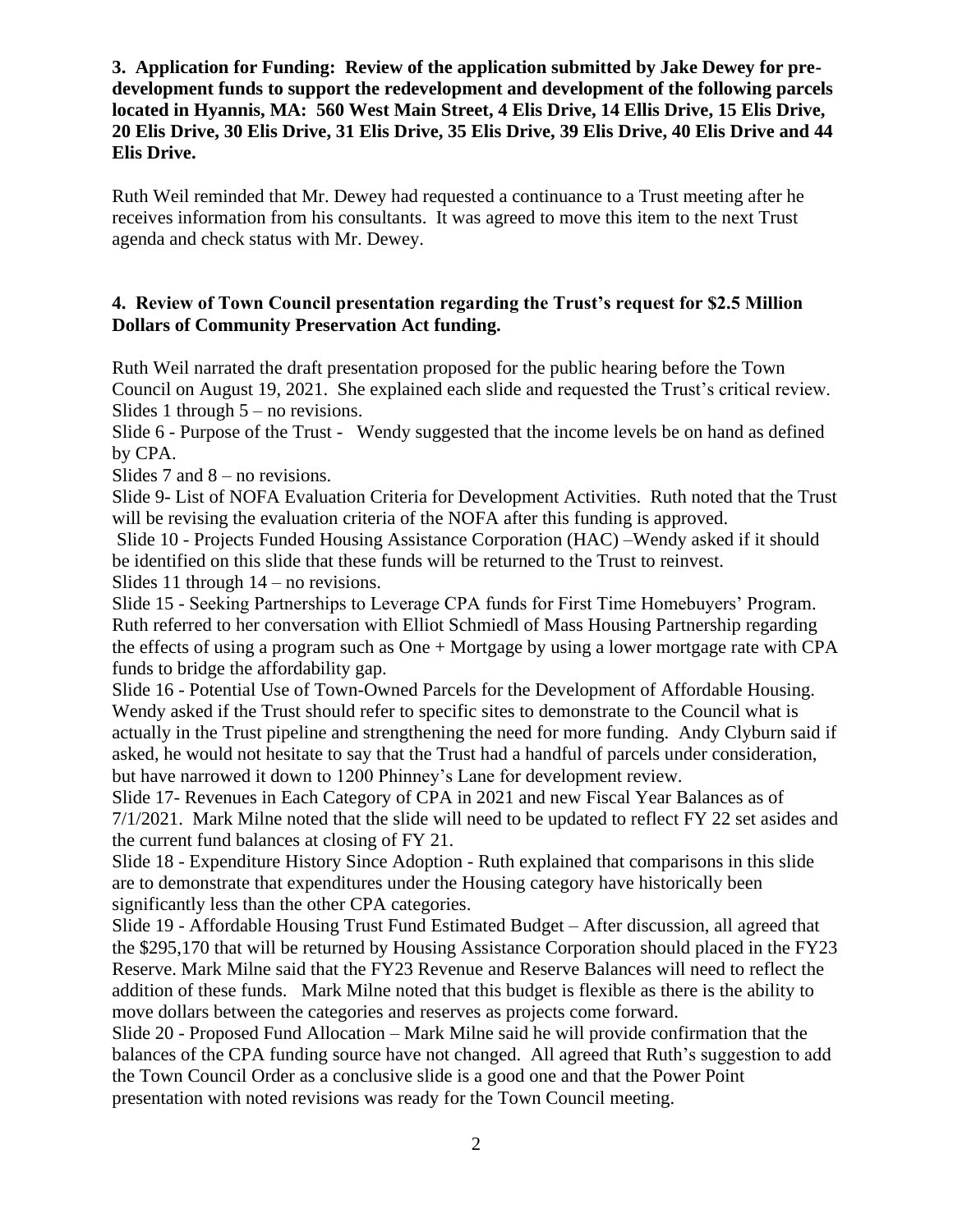**3. Application for Funding: Review of the application submitted by Jake Dewey for pre-development funds to support the redevelopment and development of the following parcels located in Hyannis, MA: 560 West Main Street, 4 Elis Drive, 14 Ellis Drive, 15 Elis Drive, 20 Elis Drive, 30 Elis Drive, 31 Elis Drive, 35 Elis Drive, 39 Elis Drive, 40 Elis Drive and 44 Elis Drive.**

Ruth Weil reminded that Mr. Dewey had requested a continuance to a Trust meeting after he receives information from his consultants. It was agreed to move this item to the next Trust agenda and check status with Mr. Dewey.

**4. Review of Town Council presentation regarding the Trust's request for $2.5 Million Dollars of Community Preservation Act funding.**

Ruth Weil narrated the draft presentation proposed for the public hearing before the Town Council on August 19, 2021. She explained each slide and requested the Trust's critical review.
Slides 1 through 5 – no revisions.
Slide 6 - Purpose of the Trust - Wendy suggested that the income levels be on hand as defined by CPA.
Slides 7 and 8 – no revisions.
Slide 9- List of NOFA Evaluation Criteria for Development Activities. Ruth noted that the Trust will be revising the evaluation criteria of the NOFA after this funding is approved.
Slide 10 - Projects Funded Housing Assistance Corporation (HAC) –Wendy asked if it should be identified on this slide that these funds will be returned to the Trust to reinvest.
Slides 11 through 14 – no revisions.
Slide 15 - Seeking Partnerships to Leverage CPA funds for First Time Homebuyers' Program. Ruth referred to her conversation with Elliot Schmiedl of Mass Housing Partnership regarding the effects of using a program such as One + Mortgage by using a lower mortgage rate with CPA funds to bridge the affordability gap.
Slide 16 - Potential Use of Town-Owned Parcels for the Development of Affordable Housing. Wendy asked if the Trust should refer to specific sites to demonstrate to the Council what is actually in the Trust pipeline and strengthening the need for more funding. Andy Clyburn said if asked, he would not hesitate to say that the Trust had a handful of parcels under consideration, but have narrowed it down to 1200 Phinney's Lane for development review.
Slide 17- Revenues in Each Category of CPA in 2021 and new Fiscal Year Balances as of 7/1/2021. Mark Milne noted that the slide will need to be updated to reflect FY 22 set asides and the current fund balances at closing of FY 21.
Slide 18 - Expenditure History Since Adoption - Ruth explained that comparisons in this slide are to demonstrate that expenditures under the Housing category have historically been significantly less than the other CPA categories.
Slide 19 - Affordable Housing Trust Fund Estimated Budget – After discussion, all agreed that the $295,170 that will be returned by Housing Assistance Corporation should placed in the FY23 Reserve. Mark Milne said that the FY23 Revenue and Reserve Balances will need to reflect the addition of these funds. Mark Milne noted that this budget is flexible as there is the ability to move dollars between the categories and reserves as projects come forward.
Slide 20 - Proposed Fund Allocation – Mark Milne said he will provide confirmation that the balances of the CPA funding source have not changed. All agreed that Ruth's suggestion to add the Town Council Order as a conclusive slide is a good one and that the Power Point presentation with noted revisions was ready for the Town Council meeting.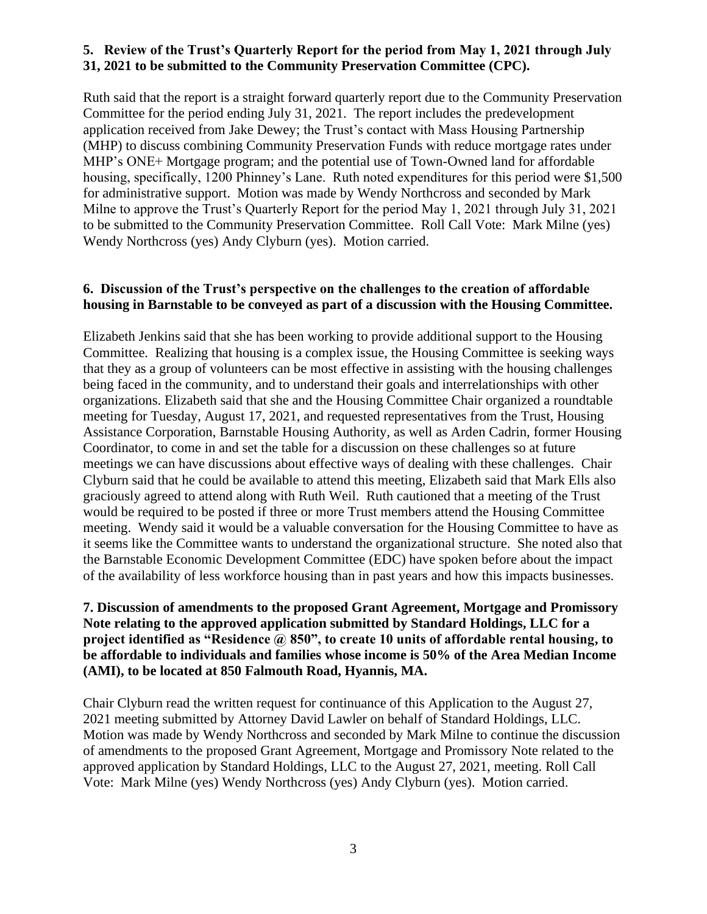**5. Review of the Trust's Quarterly Report for the period from May 1, 2021 through July 31, 2021 to be submitted to the Community Preservation Committee (CPC).**

Ruth said that the report is a straight forward quarterly report due to the Community Preservation Committee for the period ending July 31, 2021. The report includes the predevelopment application received from Jake Dewey; the Trust's contact with Mass Housing Partnership (MHP) to discuss combining Community Preservation Funds with reduce mortgage rates under MHP's ONE+ Mortgage program; and the potential use of Town-Owned land for affordable housing, specifically, 1200 Phinney's Lane. Ruth noted expenditures for this period were $1,500 for administrative support. Motion was made by Wendy Northcross and seconded by Mark Milne to approve the Trust's Quarterly Report for the period May 1, 2021 through July 31, 2021 to be submitted to the Community Preservation Committee. Roll Call Vote: Mark Milne (yes) Wendy Northcross (yes) Andy Clyburn (yes). Motion carried.

**6. Discussion of the Trust's perspective on the challenges to the creation of affordable housing in Barnstable to be conveyed as part of a discussion with the Housing Committee.**

Elizabeth Jenkins said that she has been working to provide additional support to the Housing Committee. Realizing that housing is a complex issue, the Housing Committee is seeking ways that they as a group of volunteers can be most effective in assisting with the housing challenges being faced in the community, and to understand their goals and interrelationships with other organizations. Elizabeth said that she and the Housing Committee Chair organized a roundtable meeting for Tuesday, August 17, 2021, and requested representatives from the Trust, Housing Assistance Corporation, Barnstable Housing Authority, as well as Arden Cadrin, former Housing Coordinator, to come in and set the table for a discussion on these challenges so at future meetings we can have discussions about effective ways of dealing with these challenges. Chair Clyburn said that he could be available to attend this meeting, Elizabeth said that Mark Ells also graciously agreed to attend along with Ruth Weil. Ruth cautioned that a meeting of the Trust would be required to be posted if three or more Trust members attend the Housing Committee meeting. Wendy said it would be a valuable conversation for the Housing Committee to have as it seems like the Committee wants to understand the organizational structure. She noted also that the Barnstable Economic Development Committee (EDC) have spoken before about the impact of the availability of less workforce housing than in past years and how this impacts businesses.

**7. Discussion of amendments to the proposed Grant Agreement, Mortgage and Promissory Note relating to the approved application submitted by Standard Holdings, LLC for a project identified as "Residence @ 850", to create 10 units of affordable rental housing, to be affordable to individuals and families whose income is 50% of the Area Median Income (AMI), to be located at 850 Falmouth Road, Hyannis, MA.**

Chair Clyburn read the written request for continuance of this Application to the August 27, 2021 meeting submitted by Attorney David Lawler on behalf of Standard Holdings, LLC. Motion was made by Wendy Northcross and seconded by Mark Milne to continue the discussion of amendments to the proposed Grant Agreement, Mortgage and Promissory Note related to the approved application by Standard Holdings, LLC to the August 27, 2021, meeting. Roll Call Vote: Mark Milne (yes) Wendy Northcross (yes) Andy Clyburn (yes). Motion carried.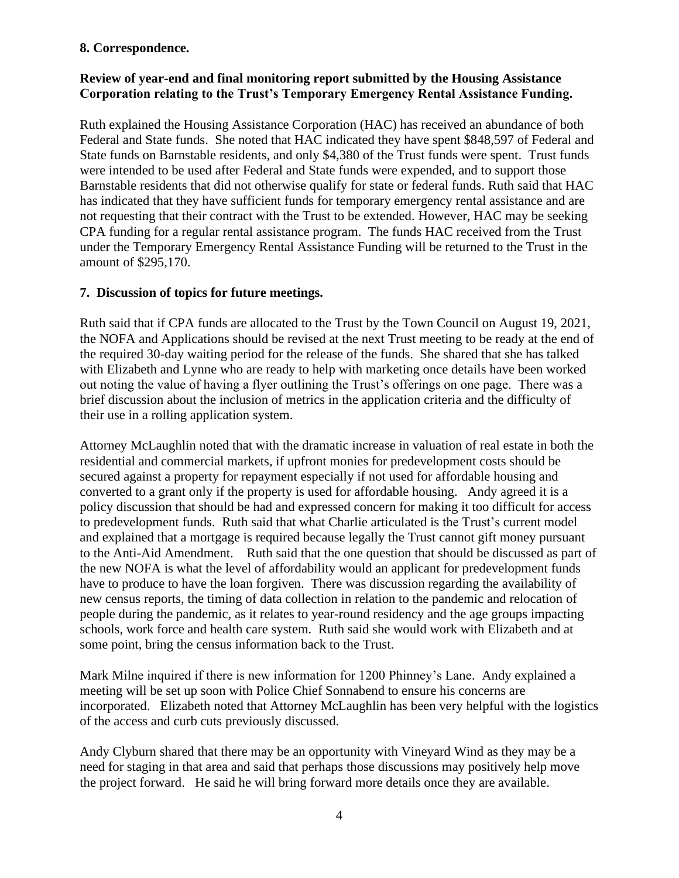**8. Correspondence.**

**Review of year-end and final monitoring report submitted by the Housing Assistance Corporation relating to the Trust's Temporary Emergency Rental Assistance Funding.**

Ruth explained the Housing Assistance Corporation (HAC) has received an abundance of both Federal and State funds. She noted that HAC indicated they have spent $848,597 of Federal and State funds on Barnstable residents, and only $4,380 of the Trust funds were spent. Trust funds were intended to be used after Federal and State funds were expended, and to support those Barnstable residents that did not otherwise qualify for state or federal funds. Ruth said that HAC has indicated that they have sufficient funds for temporary emergency rental assistance and are not requesting that their contract with the Trust to be extended. However, HAC may be seeking CPA funding for a regular rental assistance program. The funds HAC received from the Trust under the Temporary Emergency Rental Assistance Funding will be returned to the Trust in the amount of $295,170.

**7. Discussion of topics for future meetings.**

Ruth said that if CPA funds are allocated to the Trust by the Town Council on August 19, 2021, the NOFA and Applications should be revised at the next Trust meeting to be ready at the end of the required 30-day waiting period for the release of the funds. She shared that she has talked with Elizabeth and Lynne who are ready to help with marketing once details have been worked out noting the value of having a flyer outlining the Trust's offerings on one page. There was a brief discussion about the inclusion of metrics in the application criteria and the difficulty of their use in a rolling application system.

Attorney McLaughlin noted that with the dramatic increase in valuation of real estate in both the residential and commercial markets, if upfront monies for predevelopment costs should be secured against a property for repayment especially if not used for affordable housing and converted to a grant only if the property is used for affordable housing. Andy agreed it is a policy discussion that should be had and expressed concern for making it too difficult for access to predevelopment funds. Ruth said that what Charlie articulated is the Trust's current model and explained that a mortgage is required because legally the Trust cannot gift money pursuant to the Anti-Aid Amendment. Ruth said that the one question that should be discussed as part of the new NOFA is what the level of affordability would an applicant for predevelopment funds have to produce to have the loan forgiven. There was discussion regarding the availability of new census reports, the timing of data collection in relation to the pandemic and relocation of people during the pandemic, as it relates to year-round residency and the age groups impacting schools, work force and health care system. Ruth said she would work with Elizabeth and at some point, bring the census information back to the Trust.

Mark Milne inquired if there is new information for 1200 Phinney's Lane. Andy explained a meeting will be set up soon with Police Chief Sonnabend to ensure his concerns are incorporated. Elizabeth noted that Attorney McLaughlin has been very helpful with the logistics of the access and curb cuts previously discussed.

Andy Clyburn shared that there may be an opportunity with Vineyard Wind as they may be a need for staging in that area and said that perhaps those discussions may positively help move the project forward. He said he will bring forward more details once they are available.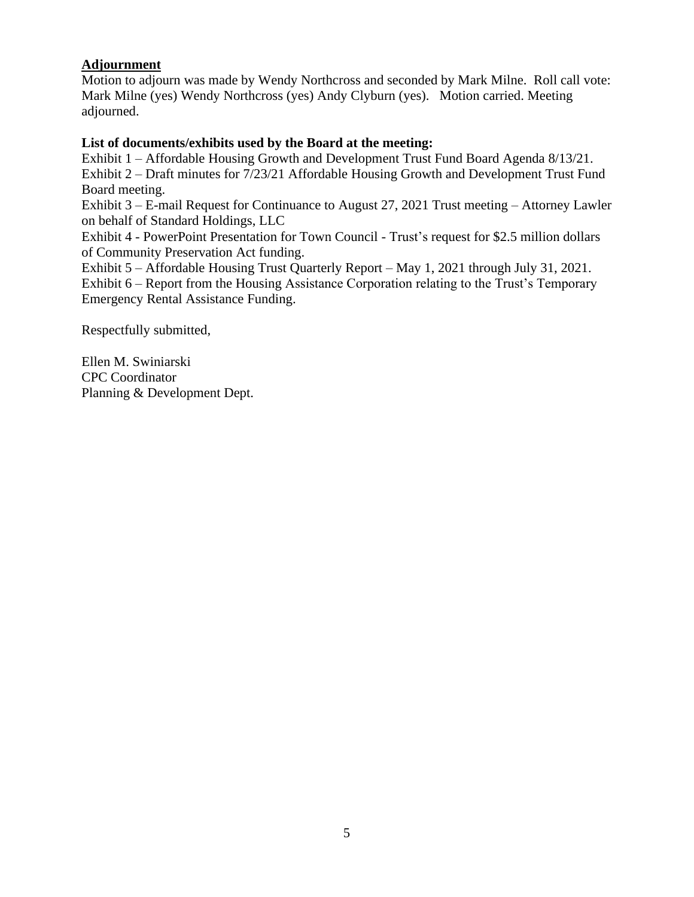**Adjournment**

Motion to adjourn was made by Wendy Northcross and seconded by Mark Milne. Roll call vote: Mark Milne (yes) Wendy Northcross (yes) Andy Clyburn (yes). Motion carried. Meeting adjourned.

**List of documents/exhibits used by the Board at the meeting:**

Exhibit 1 – Affordable Housing Growth and Development Trust Fund Board Agenda 8/13/21.
Exhibit 2 – Draft minutes for 7/23/21 Affordable Housing Growth and Development Trust Fund Board meeting.
Exhibit 3 – E-mail Request for Continuance to August 27, 2021 Trust meeting – Attorney Lawler on behalf of Standard Holdings, LLC
Exhibit 4 - PowerPoint Presentation for Town Council - Trust's request for $2.5 million dollars of Community Preservation Act funding.
Exhibit 5 – Affordable Housing Trust Quarterly Report – May 1, 2021 through July 31, 2021.
Exhibit 6 – Report from the Housing Assistance Corporation relating to the Trust's Temporary Emergency Rental Assistance Funding.

Respectfully submitted,

Ellen M. Swiniarski
CPC Coordinator
Planning & Development Dept.